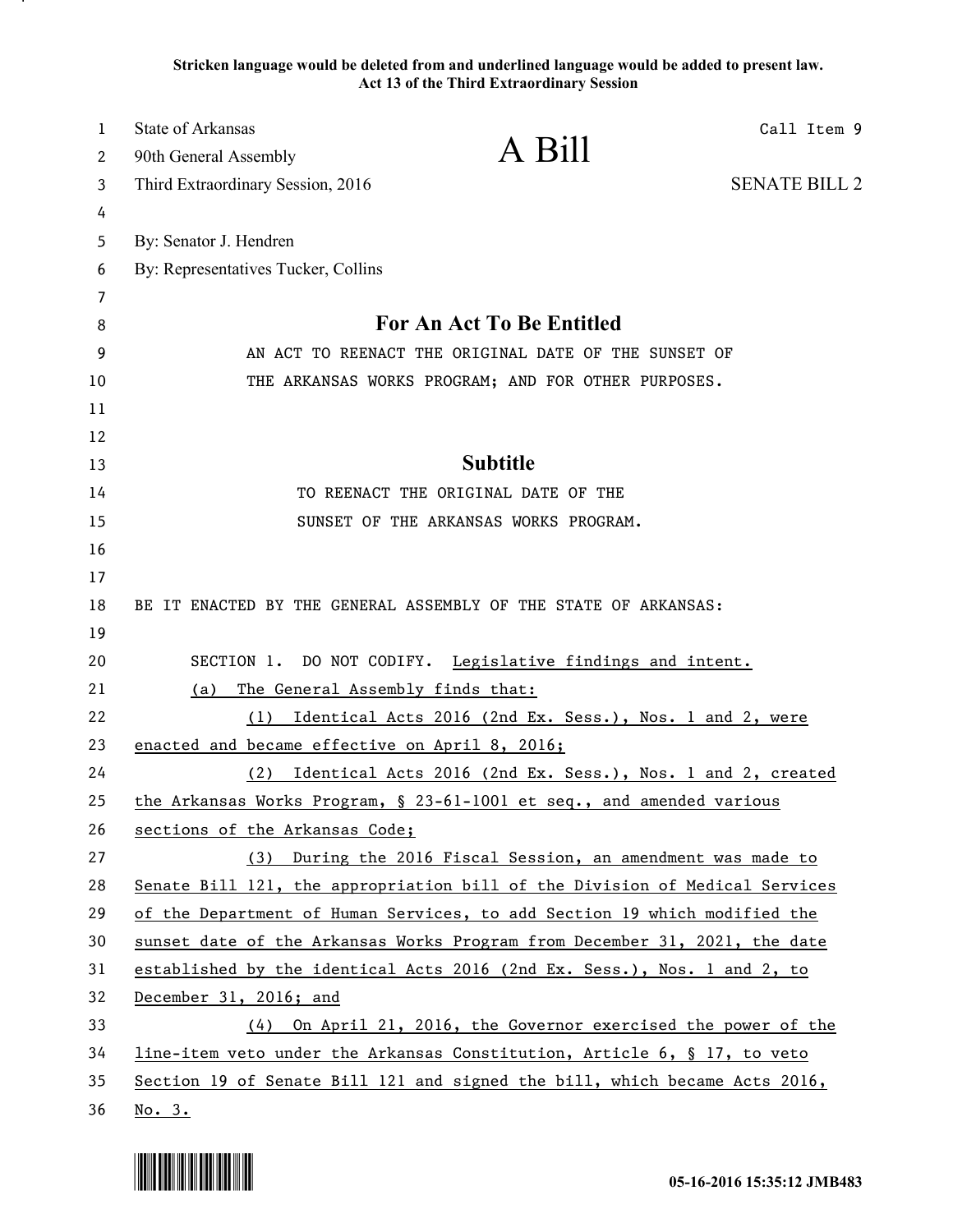**Stricken language would be deleted from and underlined language would be added to present law.**
**Act 13 of the Third Extraordinary Session**

State of Arkansas
90th General Assembly
Third Extraordinary Session, 2016

# A Bill

Call Item 9

SENATE BILL 2

By: Senator J. Hendren
By: Representatives Tucker, Collins

## For An Act To Be Entitled

AN ACT TO REENACT THE ORIGINAL DATE OF THE SUNSET OF THE ARKANSAS WORKS PROGRAM; AND FOR OTHER PURPOSES.

## Subtitle

TO REENACT THE ORIGINAL DATE OF THE SUNSET OF THE ARKANSAS WORKS PROGRAM.

BE IT ENACTED BY THE GENERAL ASSEMBLY OF THE STATE OF ARKANSAS:

SECTION 1. DO NOT CODIFY. <u>Legislative findings and intent.</u>

<u>(a) The General Assembly finds that:</u>

<u>(1) Identical Acts 2016 (2nd Ex. Sess.), Nos. 1 and 2, were enacted and became effective on April 8, 2016;</u>

<u>(2) Identical Acts 2016 (2nd Ex. Sess.), Nos. 1 and 2, created the Arkansas Works Program, § 23-61-1001 et seq., and amended various sections of the Arkansas Code;</u>

<u>(3) During the 2016 Fiscal Session, an amendment was made to Senate Bill 121, the appropriation bill of the Division of Medical Services of the Department of Human Services, to add Section 19 which modified the sunset date of the Arkansas Works Program from December 31, 2021, the date established by the identical Acts 2016 (2nd Ex. Sess.), Nos. 1 and 2, to December 31, 2016; and</u>

<u>(4) On April 21, 2016, the Governor exercised the power of the line-item veto under the Arkansas Constitution, Article 6, § 17, to veto Section 19 of Senate Bill 121 and signed the bill, which became Acts 2016, No. 3.</u>

05-16-2016 15:35:12 JMB483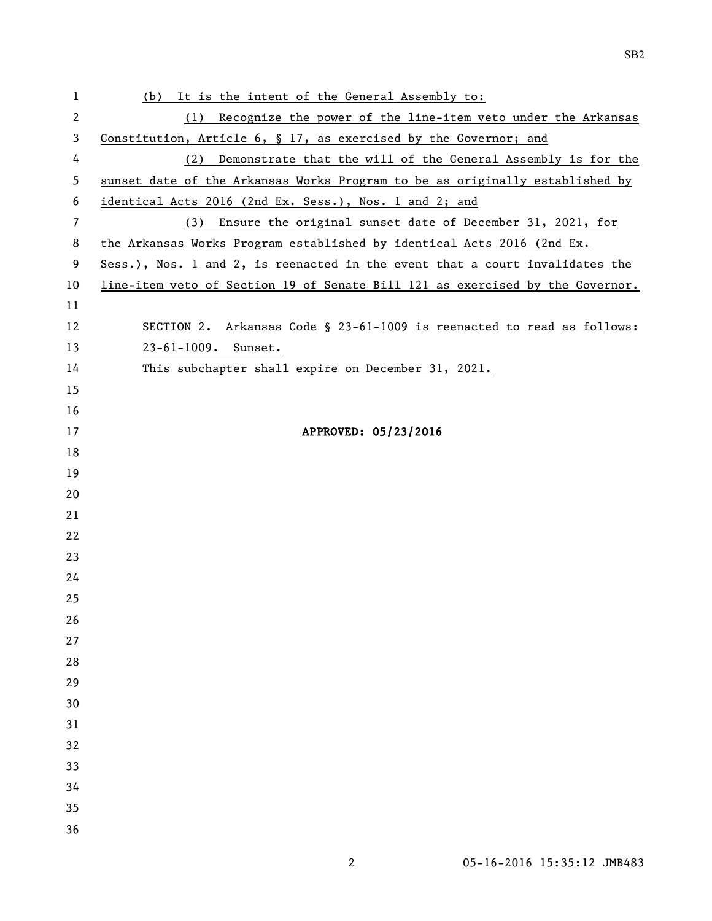(b) It is the intent of the General Assembly to:

(1) Recognize the power of the line-item veto under the Arkansas Constitution, Article 6, § 17, as exercised by the Governor; and

(2) Demonstrate that the will of the General Assembly is for the sunset date of the Arkansas Works Program to be as originally established by identical Acts 2016 (2nd Ex. Sess.), Nos. 1 and 2; and

(3) Ensure the original sunset date of December 31, 2021, for the Arkansas Works Program established by identical Acts 2016 (2nd Ex. Sess.), Nos. 1 and 2, is reenacted in the event that a court invalidates the line-item veto of Section 19 of Senate Bill 121 as exercised by the Governor.

SECTION 2. Arkansas Code § 23-61-1009 is reenacted to read as follows:

23-61-1009. Sunset.

This subchapter shall expire on December 31, 2021.

**APPROVED: 05/23/2016**